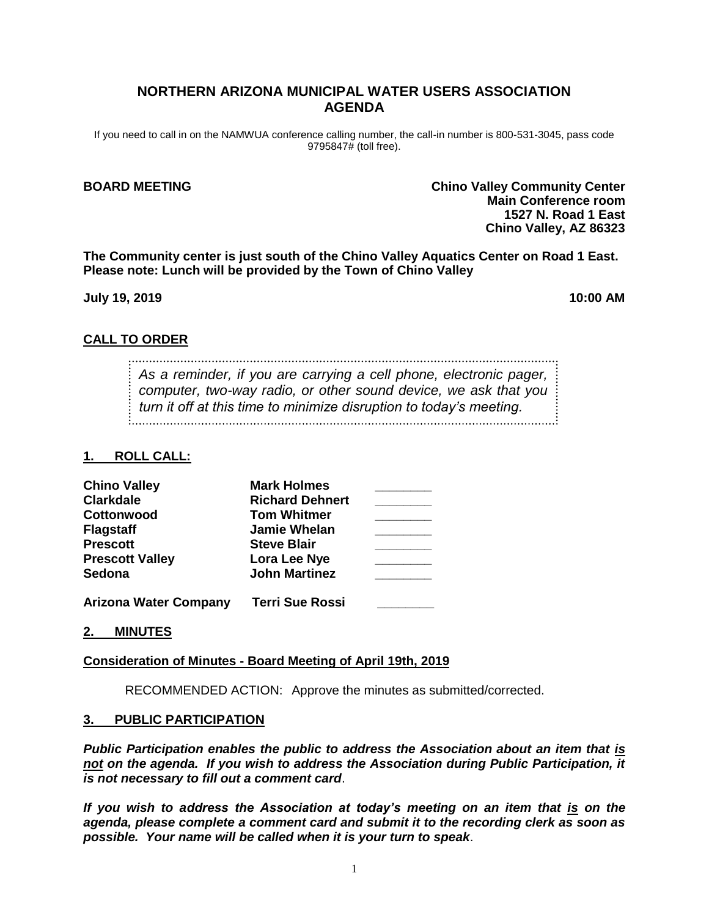# NORTHERN ARIZONA MUNICIPAL WATER USERS ASSOCIATION AGENDA

If you need to call in on the NAMWUA conference calling number, the call-in number is 800-531-3045, pass code 9795847# (toll free).

**BOARD MEETING**

**Chino Valley Community Center**
**Main Conference room**
**1527 N. Road 1 East**
**Chino Valley, AZ 86323**

**The Community center is just south of the Chino Valley Aquatics Center on Road 1 East. Please note: Lunch will be provided by the Town of Chino Valley**

**July 19, 2019** **10:00 AM**

## CALL TO ORDER

*As a reminder, if you are carrying a cell phone, electronic pager, computer, two-way radio, or other sound device, we ask that you turn it off at this time to minimize disruption to today's meeting.*

## 1. ROLL CALL:

| | | |
|---|---|---|
| **Chino Valley** | **Mark Holmes** | ________ |
| **Clarkdale** | **Richard Dehnert** | ________ |
| **Cottonwood** | **Tom Whitmer** | ________ |
| **Flagstaff** | **Jamie Whelan** | ________ |
| **Prescott** | **Steve Blair** | ________ |
| **Prescott Valley** | **Lora Lee Nye** | ________ |
| **Sedona** | **John Martinez** | ________ |
| **Arizona Water Company** | **Terri Sue Rossi** | ________ |

## 2. MINUTES

**Consideration of Minutes - Board Meeting of April 19th, 2019**

RECOMMENDED ACTION: Approve the minutes as submitted/corrected.

## 3. PUBLIC PARTICIPATION

***Public Participation enables the public to address the Association about an item that is not on the agenda. If you wish to address the Association during Public Participation, it is not necessary to fill out a comment card*.**

***If you wish to address the Association at today's meeting on an item that is on the agenda, please complete a comment card and submit it to the recording clerk as soon as possible. Your name will be called when it is your turn to speak*.**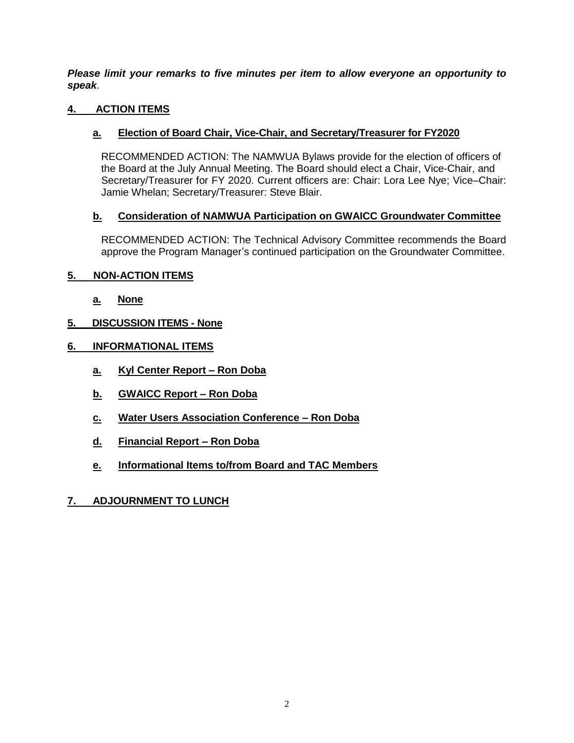***Please limit your remarks to five minutes per item to allow everyone an opportunity to speak***.

## 4. ACTION ITEMS

### a. Election of Board Chair, Vice-Chair, and Secretary/Treasurer for FY2020

RECOMMENDED ACTION: The NAMWUA Bylaws provide for the election of officers of the Board at the July Annual Meeting. The Board should elect a Chair, Vice-Chair, and Secretary/Treasurer for FY 2020. Current officers are: Chair: Lora Lee Nye; Vice–Chair: Jamie Whelan; Secretary/Treasurer: Steve Blair.

### b. Consideration of NAMWUA Participation on GWAICC Groundwater Committee

RECOMMENDED ACTION: The Technical Advisory Committee recommends the Board approve the Program Manager's continued participation on the Groundwater Committee.

## 5. NON-ACTION ITEMS

### a. None

## 5. DISCUSSION ITEMS - None

## 6. INFORMATIONAL ITEMS

### a. Kyl Center Report – Ron Doba

### b. GWAICC Report – Ron Doba

### c. Water Users Association Conference – Ron Doba

### d. Financial Report – Ron Doba

### e. Informational Items to/from Board and TAC Members

## 7. ADJOURNMENT TO LUNCH